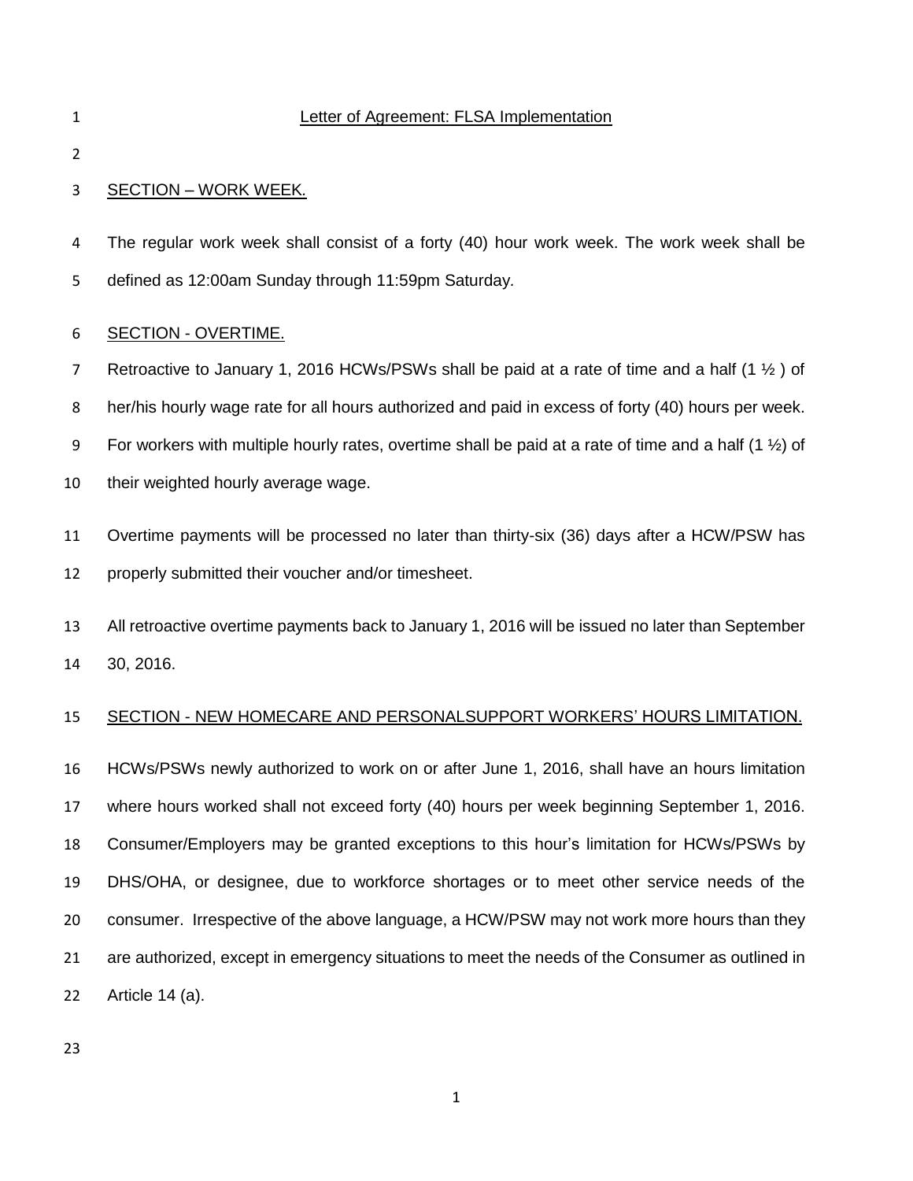# Letter of Agreement: FLSA Implementation

## SECTION – WORK WEEK.

The regular work week shall consist of a forty (40) hour work week. The work week shall be defined as 12:00am Sunday through 11:59pm Saturday.

## SECTION - OVERTIME.

Retroactive to January 1, 2016 HCWs/PSWs shall be paid at a rate of time and a half (1 ½ ) of her/his hourly wage rate for all hours authorized and paid in excess of forty (40) hours per week. For workers with multiple hourly rates, overtime shall be paid at a rate of time and a half (1 ½) of their weighted hourly average wage.

Overtime payments will be processed no later than thirty-six (36) days after a HCW/PSW has properly submitted their voucher and/or timesheet.

All retroactive overtime payments back to January 1, 2016 will be issued no later than September 30, 2016.

## SECTION - NEW HOMECARE AND PERSONALSUPPORT WORKERS' HOURS LIMITATION.

HCWs/PSWs newly authorized to work on or after June 1, 2016, shall have an hours limitation where hours worked shall not exceed forty (40) hours per week beginning September 1, 2016. Consumer/Employers may be granted exceptions to this hour's limitation for HCWs/PSWs by DHS/OHA, or designee, due to workforce shortages or to meet other service needs of the consumer. Irrespective of the above language, a HCW/PSW may not work more hours than they are authorized, except in emergency situations to meet the needs of the Consumer as outlined in Article 14 (a).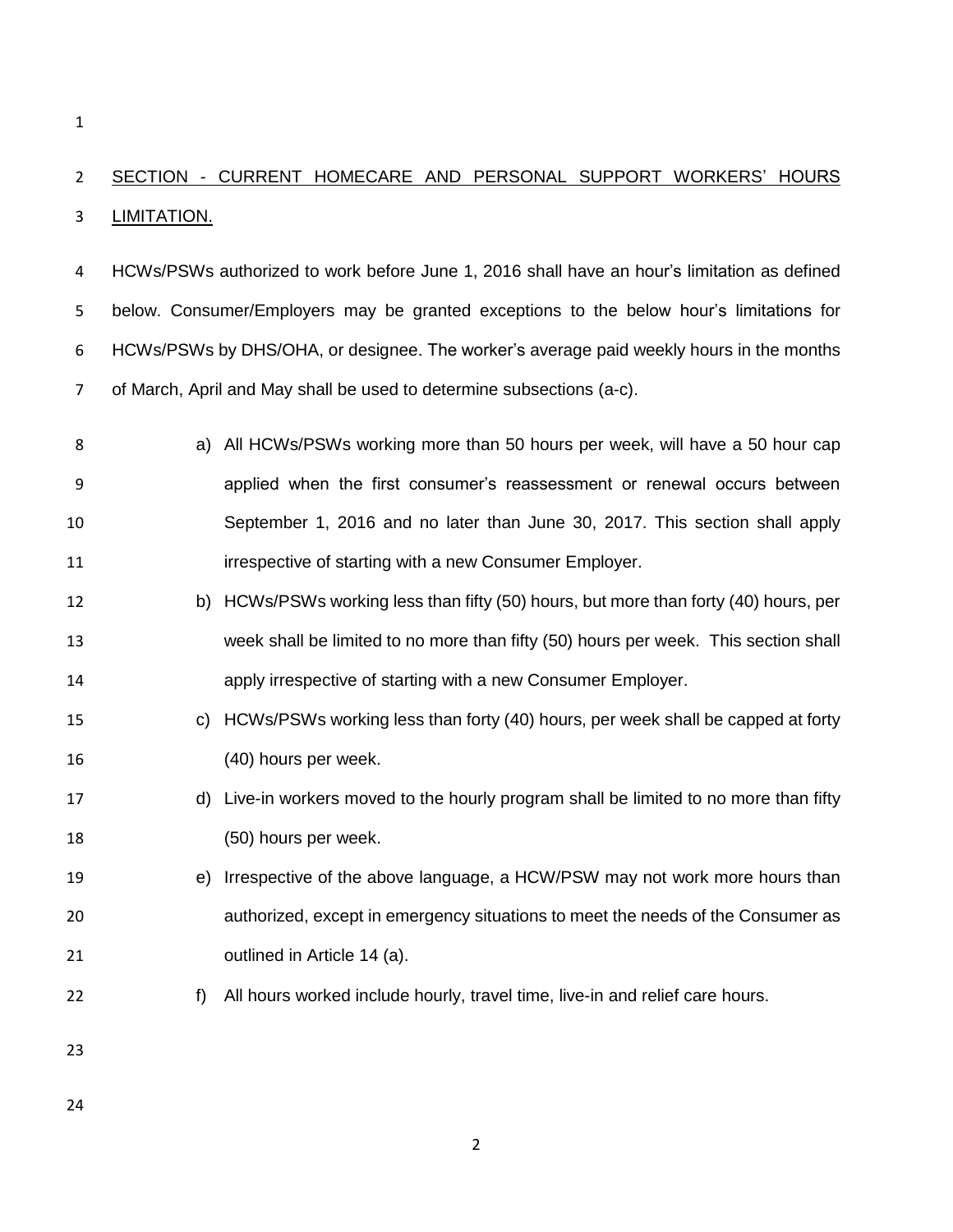<u>SECTION - CURRENT HOMECARE AND PERSONAL SUPPORT WORKERS' HOURS LIMITATION.</u>

HCWs/PSWs authorized to work before June 1, 2016 shall have an hour's limitation as defined below. Consumer/Employers may be granted exceptions to the below hour's limitations for HCWs/PSWs by DHS/OHA, or designee. The worker's average paid weekly hours in the months of March, April and May shall be used to determine subsections (a-c).

a) All HCWs/PSWs working more than 50 hours per week, will have a 50 hour cap applied when the first consumer's reassessment or renewal occurs between September 1, 2016 and no later than June 30, 2017. This section shall apply irrespective of starting with a new Consumer Employer.

b) HCWs/PSWs working less than fifty (50) hours, but more than forty (40) hours, per week shall be limited to no more than fifty (50) hours per week. This section shall apply irrespective of starting with a new Consumer Employer.

c) HCWs/PSWs working less than forty (40) hours, per week shall be capped at forty (40) hours per week.

d) Live-in workers moved to the hourly program shall be limited to no more than fifty (50) hours per week.

e) Irrespective of the above language, a HCW/PSW may not work more hours than authorized, except in emergency situations to meet the needs of the Consumer as outlined in Article 14 (a).

f) All hours worked include hourly, travel time, live-in and relief care hours.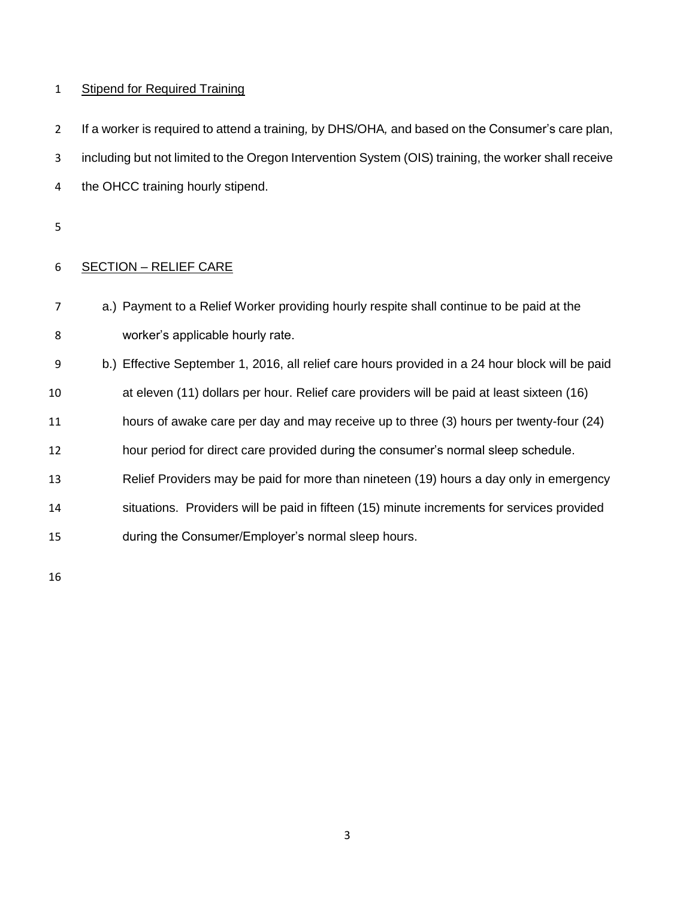<u>Stipend for Required Training</u>

If a worker is required to attend a training, by DHS/OHA, and based on the Consumer's care plan, including but not limited to the Oregon Intervention System (OIS) training, the worker shall receive the OHCC training hourly stipend.

<u>SECTION – RELIEF CARE</u>

a.) Payment to a Relief Worker providing hourly respite shall continue to be paid at the worker's applicable hourly rate.

b.) Effective September 1, 2016, all relief care hours provided in a 24 hour block will be paid at eleven (11) dollars per hour. Relief care providers will be paid at least sixteen (16) hours of awake care per day and may receive up to three (3) hours per twenty-four (24) hour period for direct care provided during the consumer's normal sleep schedule. Relief Providers may be paid for more than nineteen (19) hours a day only in emergency situations. Providers will be paid in fifteen (15) minute increments for services provided during the Consumer/Employer's normal sleep hours.